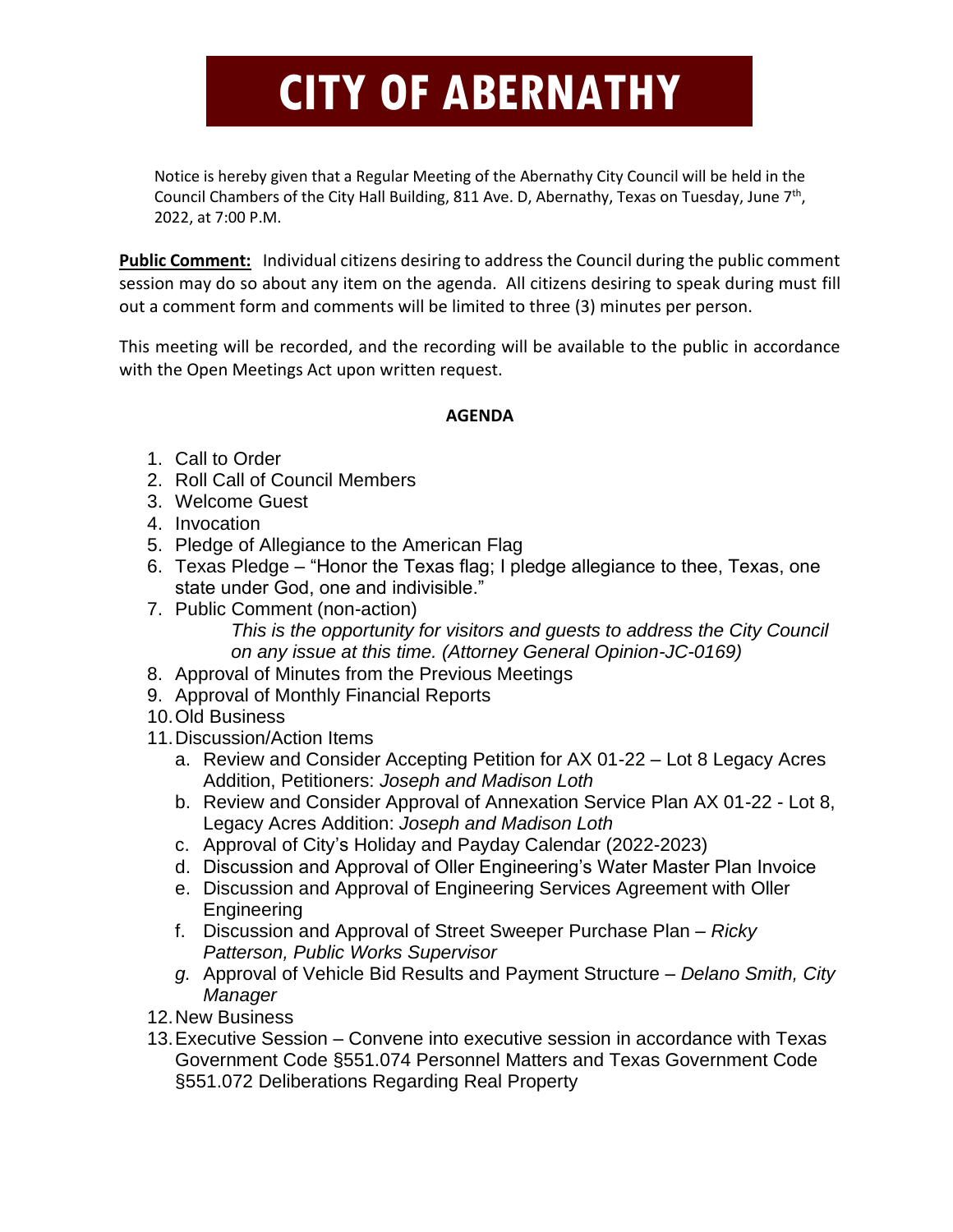# CITY OF ABERNATHY

Notice is hereby given that a Regular Meeting of the Abernathy City Council will be held in the Council Chambers of the City Hall Building, 811 Ave. D, Abernathy, Texas on Tuesday, June 7th, 2022, at 7:00 P.M.

**Public Comment:** Individual citizens desiring to address the Council during the public comment session may do so about any item on the agenda. All citizens desiring to speak during must fill out a comment form and comments will be limited to three (3) minutes per person.

This meeting will be recorded, and the recording will be available to the public in accordance with the Open Meetings Act upon written request.

**AGENDA**

1. Call to Order
2. Roll Call of Council Members
3. Welcome Guest
4. Invocation
5. Pledge of Allegiance to the American Flag
6. Texas Pledge – "Honor the Texas flag; I pledge allegiance to thee, Texas, one state under God, one and indivisible."
7. Public Comment (non-action)

   *This is the opportunity for visitors and guests to address the City Council on any issue at this time. (Attorney General Opinion-JC-0169)*
8. Approval of Minutes from the Previous Meetings
9. Approval of Monthly Financial Reports
10. Old Business
11. Discussion/Action Items
    a. Review and Consider Accepting Petition for AX 01-22 – Lot 8 Legacy Acres Addition, Petitioners: *Joseph and Madison Loth*
    b. Review and Consider Approval of Annexation Service Plan AX 01-22 - Lot 8, Legacy Acres Addition: *Joseph and Madison Loth*
    c. Approval of City's Holiday and Payday Calendar (2022-2023)
    d. Discussion and Approval of Oller Engineering's Water Master Plan Invoice
    e. Discussion and Approval of Engineering Services Agreement with Oller Engineering
    f. Discussion and Approval of Street Sweeper Purchase Plan – *Ricky Patterson, Public Works Supervisor*
    g. Approval of Vehicle Bid Results and Payment Structure – *Delano Smith, City Manager*
12. New Business
13. Executive Session – Convene into executive session in accordance with Texas Government Code §551.074 Personnel Matters and Texas Government Code §551.072 Deliberations Regarding Real Property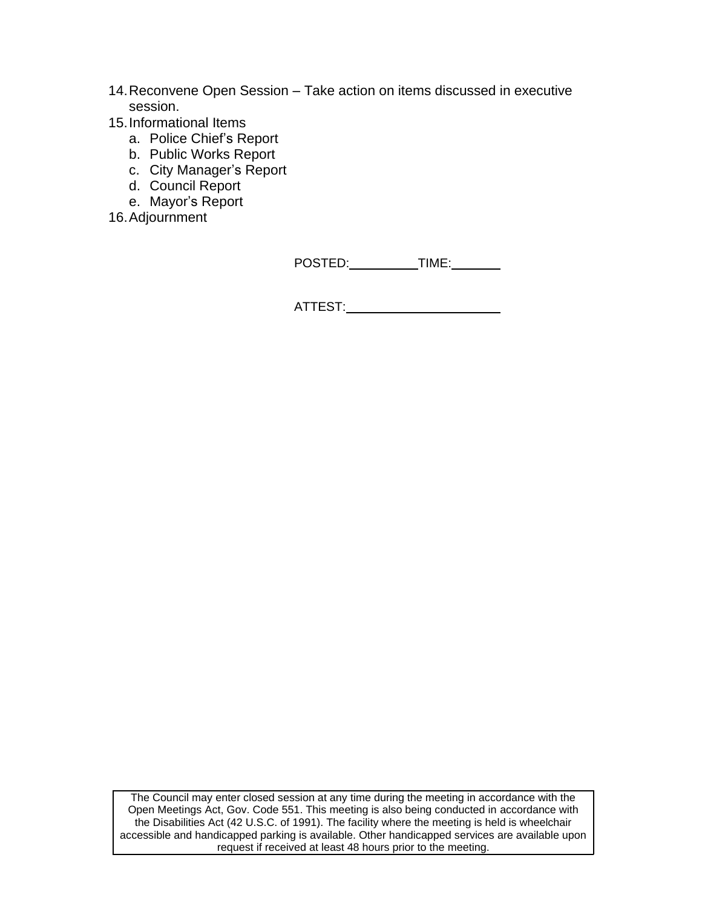14. Reconvene Open Session – Take action on items discussed in executive session.
15. Informational Items
    a. Police Chief's Report
    b. Public Works Report
    c. City Manager's Report
    d. Council Report
    e. Mayor's Report
16. Adjournment

POSTED:__________ TIME:_______

ATTEST:______________________

The Council may enter closed session at any time during the meeting in accordance with the Open Meetings Act, Gov. Code 551. This meeting is also being conducted in accordance with the Disabilities Act (42 U.S.C. of 1991). The facility where the meeting is held is wheelchair accessible and handicapped parking is available. Other handicapped services are available upon request if received at least 48 hours prior to the meeting.